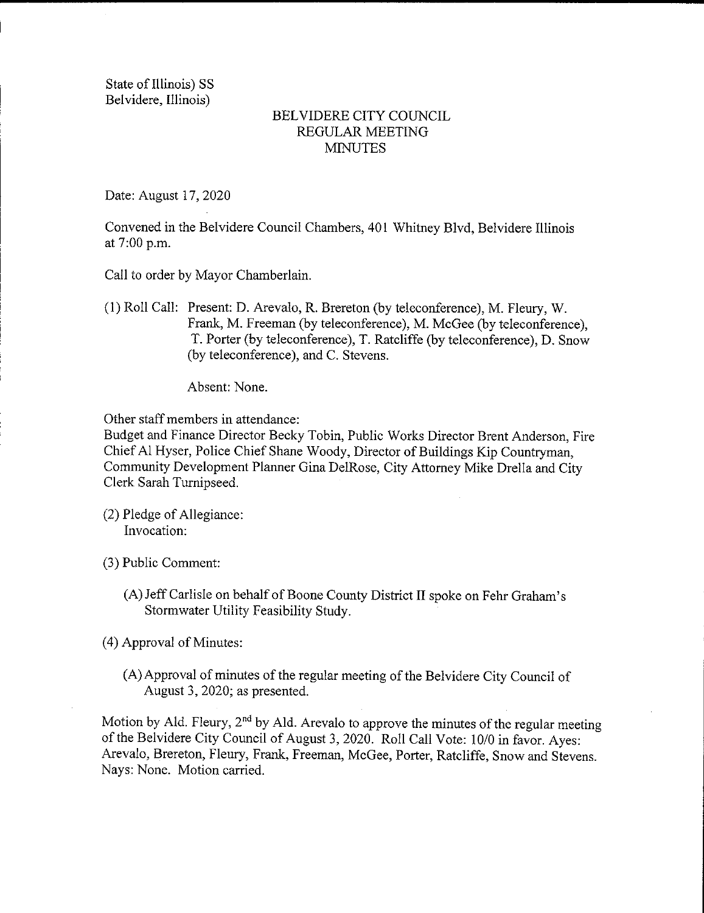State of Illinois) SS
Belvidere, Illinois)

# BELVIDERE CITY COUNCIL
## REGULAR MEETING
## MINUTES

Date: August 17, 2020

Convened in the Belvidere Council Chambers, 401 Whitney Blvd, Belvidere Illinois at 7:00 p.m.

Call to order by Mayor Chamberlain.

(1) Roll Call: Present: D. Arevalo, R. Brereton (by teleconference), M. Fleury, W. Frank, M. Freeman (by teleconference), M. McGee (by teleconference), T. Porter (by teleconference), T. Ratcliffe (by teleconference), D. Snow (by teleconference), and C. Stevens.

Absent: None.

Other staff members in attendance:
Budget and Finance Director Becky Tobin, Public Works Director Brent Anderson, Fire Chief Al Hyser, Police Chief Shane Woody, Director of Buildings Kip Countryman, Community Development Planner Gina DelRose, City Attorney Mike Drella and City Clerk Sarah Turnipseed.

(2) Pledge of Allegiance:
Invocation:

(3) Public Comment:

(A) Jeff Carlisle on behalf of Boone County District II spoke on Fehr Graham's Stormwater Utility Feasibility Study.

(4) Approval of Minutes:

(A) Approval of minutes of the regular meeting of the Belvidere City Council of August 3, 2020; as presented.

Motion by Ald. Fleury, 2nd by Ald. Arevalo to approve the minutes of the regular meeting of the Belvidere City Council of August 3, 2020. Roll Call Vote: 10/0 in favor. Ayes: Arevalo, Brereton, Fleury, Frank, Freeman, McGee, Porter, Ratcliffe, Snow and Stevens. Nays: None. Motion carried.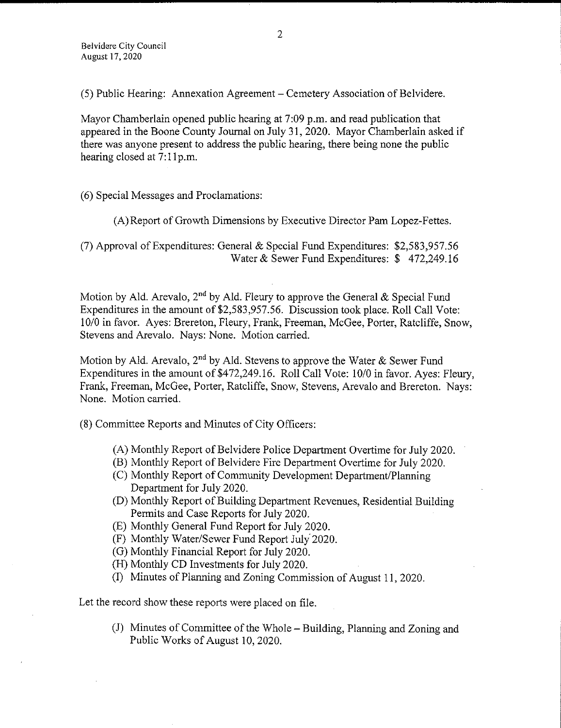(5) Public Hearing: Annexation Agreement – Cemetery Association of Belvidere.

Mayor Chamberlain opened public hearing at 7:09 p.m. and read publication that appeared in the Boone County Journal on July 31, 2020. Mayor Chamberlain asked if there was anyone present to address the public hearing, there being none the public hearing closed at 7:11p.m.

(6) Special Messages and Proclamations:

(A) Report of Growth Dimensions by Executive Director Pam Lopez-Fettes.

(7) Approval of Expenditures: General & Special Fund Expenditures: $2,583,957.56
Water & Sewer Fund Expenditures: $ 472,249.16

Motion by Ald. Arevalo, 2nd by Ald. Fleury to approve the General & Special Fund Expenditures in the amount of $2,583,957.56. Discussion took place. Roll Call Vote: 10/0 in favor. Ayes: Brereton, Fleury, Frank, Freeman, McGee, Porter, Ratcliffe, Snow, Stevens and Arevalo. Nays: None. Motion carried.

Motion by Ald. Arevalo, 2nd by Ald. Stevens to approve the Water & Sewer Fund Expenditures in the amount of $472,249.16. Roll Call Vote: 10/0 in favor. Ayes: Fleury, Frank, Freeman, McGee, Porter, Ratcliffe, Snow, Stevens, Arevalo and Brereton. Nays: None. Motion carried.

(8) Committee Reports and Minutes of City Officers:

(A) Monthly Report of Belvidere Police Department Overtime for July 2020.
(B) Monthly Report of Belvidere Fire Department Overtime for July 2020.
(C) Monthly Report of Community Development Department/Planning Department for July 2020.
(D) Monthly Report of Building Department Revenues, Residential Building Permits and Case Reports for July 2020.
(E) Monthly General Fund Report for July 2020.
(F) Monthly Water/Sewer Fund Report July 2020.
(G) Monthly Financial Report for July 2020.
(H) Monthly CD Investments for July 2020.
(I) Minutes of Planning and Zoning Commission of August 11, 2020.

Let the record show these reports were placed on file.

(J) Minutes of Committee of the Whole – Building, Planning and Zoning and Public Works of August 10, 2020.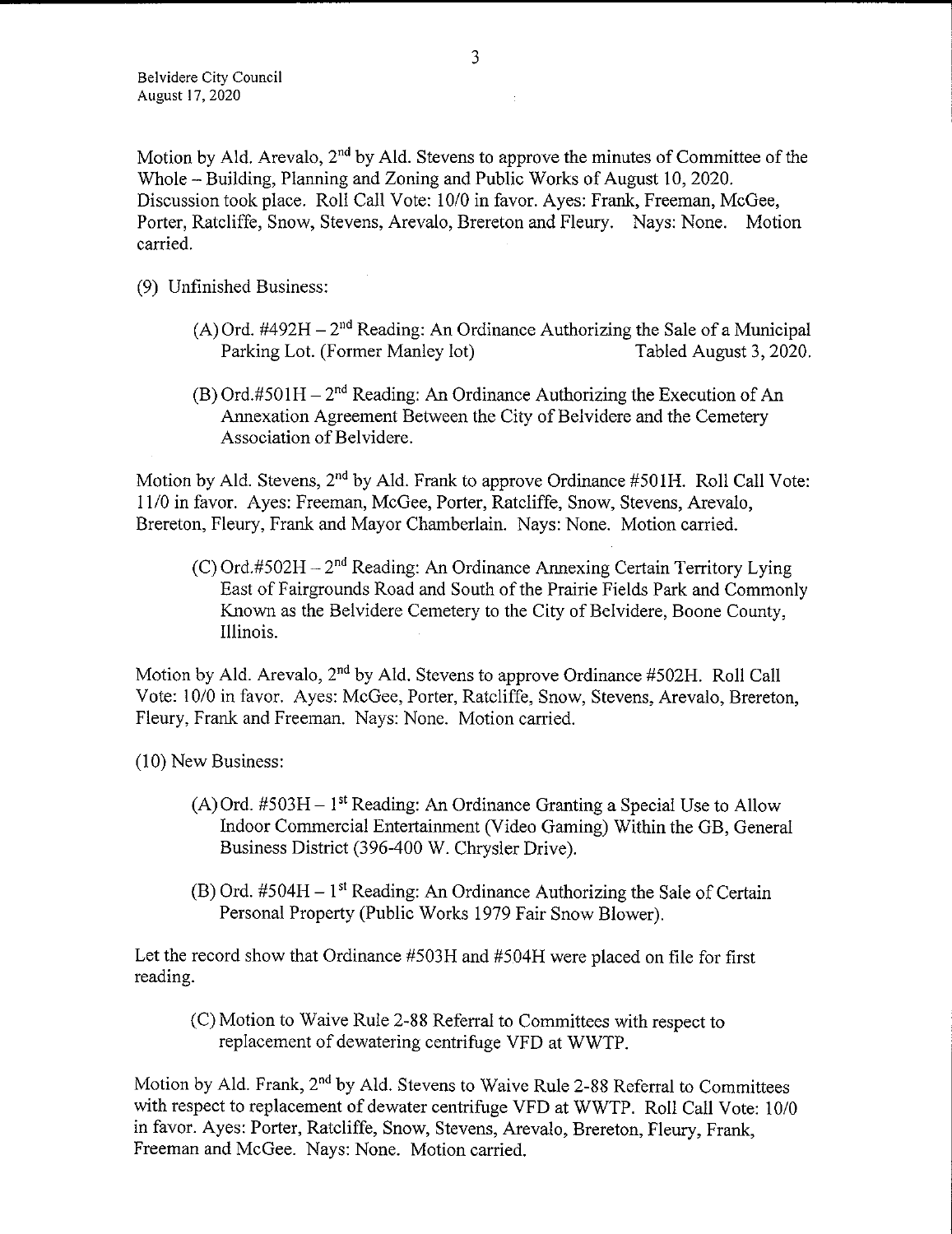Motion by Ald. Arevalo, 2nd by Ald. Stevens to approve the minutes of Committee of the Whole – Building, Planning and Zoning and Public Works of August 10, 2020. Discussion took place. Roll Call Vote: 10/0 in favor. Ayes: Frank, Freeman, McGee, Porter, Ratcliffe, Snow, Stevens, Arevalo, Brereton and Fleury. Nays: None. Motion carried.

(9) Unfinished Business:

(A) Ord. #492H – 2nd Reading: An Ordinance Authorizing the Sale of a Municipal Parking Lot. (Former Manley lot) Tabled August 3, 2020.

(B) Ord.#501H – 2nd Reading: An Ordinance Authorizing the Execution of An Annexation Agreement Between the City of Belvidere and the Cemetery Association of Belvidere.

Motion by Ald. Stevens, 2nd by Ald. Frank to approve Ordinance #501H. Roll Call Vote: 11/0 in favor. Ayes: Freeman, McGee, Porter, Ratcliffe, Snow, Stevens, Arevalo, Brereton, Fleury, Frank and Mayor Chamberlain. Nays: None. Motion carried.

(C) Ord.#502H – 2nd Reading: An Ordinance Annexing Certain Territory Lying East of Fairgrounds Road and South of the Prairie Fields Park and Commonly Known as the Belvidere Cemetery to the City of Belvidere, Boone County, Illinois.

Motion by Ald. Arevalo, 2nd by Ald. Stevens to approve Ordinance #502H. Roll Call Vote: 10/0 in favor. Ayes: McGee, Porter, Ratcliffe, Snow, Stevens, Arevalo, Brereton, Fleury, Frank and Freeman. Nays: None. Motion carried.

(10) New Business:

(A) Ord. #503H – 1st Reading: An Ordinance Granting a Special Use to Allow Indoor Commercial Entertainment (Video Gaming) Within the GB, General Business District (396-400 W. Chrysler Drive).

(B) Ord. #504H – 1st Reading: An Ordinance Authorizing the Sale of Certain Personal Property (Public Works 1979 Fair Snow Blower).

Let the record show that Ordinance #503H and #504H were placed on file for first reading.

(C) Motion to Waive Rule 2-88 Referral to Committees with respect to replacement of dewatering centrifuge VFD at WWTP.

Motion by Ald. Frank, 2nd by Ald. Stevens to Waive Rule 2-88 Referral to Committees with respect to replacement of dewater centrifuge VFD at WWTP. Roll Call Vote: 10/0 in favor. Ayes: Porter, Ratcliffe, Snow, Stevens, Arevalo, Brereton, Fleury, Frank, Freeman and McGee. Nays: None. Motion carried.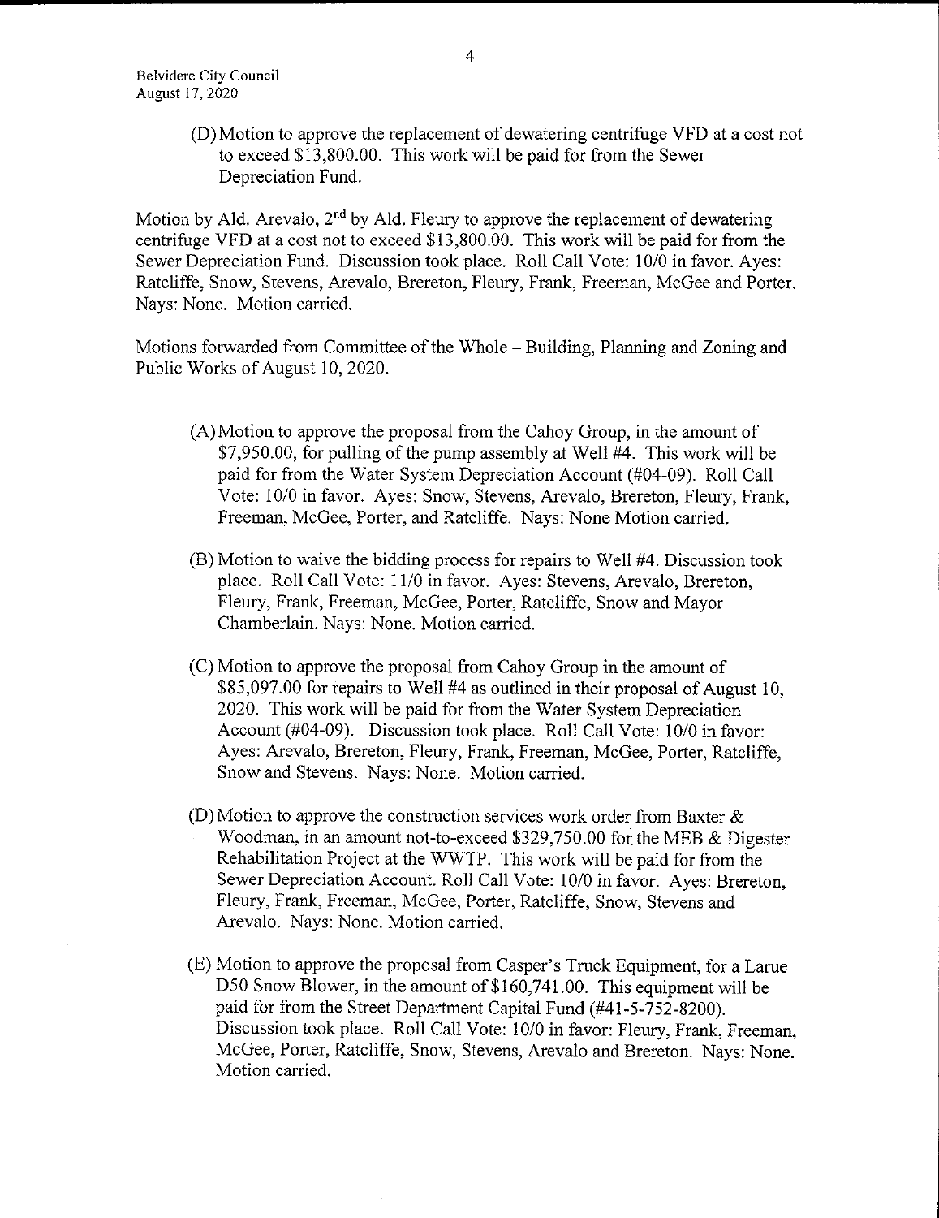(D) Motion to approve the replacement of dewatering centrifuge VFD at a cost not to exceed $13,800.00. This work will be paid for from the Sewer Depreciation Fund.

Motion by Ald. Arevalo, 2nd by Ald. Fleury to approve the replacement of dewatering centrifuge VFD at a cost not to exceed $13,800.00. This work will be paid for from the Sewer Depreciation Fund. Discussion took place. Roll Call Vote: 10/0 in favor. Ayes: Ratcliffe, Snow, Stevens, Arevalo, Brereton, Fleury, Frank, Freeman, McGee and Porter. Nays: None. Motion carried.

Motions forwarded from Committee of the Whole – Building, Planning and Zoning and Public Works of August 10, 2020.

(A) Motion to approve the proposal from the Cahoy Group, in the amount of $7,950.00, for pulling of the pump assembly at Well #4. This work will be paid for from the Water System Depreciation Account (#04-09). Roll Call Vote: 10/0 in favor. Ayes: Snow, Stevens, Arevalo, Brereton, Fleury, Frank, Freeman, McGee, Porter, and Ratcliffe. Nays: None Motion carried.

(B) Motion to waive the bidding process for repairs to Well #4. Discussion took place. Roll Call Vote: 11/0 in favor. Ayes: Stevens, Arevalo, Brereton, Fleury, Frank, Freeman, McGee, Porter, Ratcliffe, Snow and Mayor Chamberlain. Nays: None. Motion carried.

(C) Motion to approve the proposal from Cahoy Group in the amount of $85,097.00 for repairs to Well #4 as outlined in their proposal of August 10, 2020. This work will be paid for from the Water System Depreciation Account (#04-09). Discussion took place. Roll Call Vote: 10/0 in favor: Ayes: Arevalo, Brereton, Fleury, Frank, Freeman, McGee, Porter, Ratcliffe, Snow and Stevens. Nays: None. Motion carried.

(D) Motion to approve the construction services work order from Baxter & Woodman, in an amount not-to-exceed $329,750.00 for the MEB & Digester Rehabilitation Project at the WWTP. This work will be paid for from the Sewer Depreciation Account. Roll Call Vote: 10/0 in favor. Ayes: Brereton, Fleury, Frank, Freeman, McGee, Porter, Ratcliffe, Snow, Stevens and Arevalo. Nays: None. Motion carried.

(E) Motion to approve the proposal from Casper's Truck Equipment, for a Larue D50 Snow Blower, in the amount of $160,741.00. This equipment will be paid for from the Street Department Capital Fund (#41-5-752-8200). Discussion took place. Roll Call Vote: 10/0 in favor: Fleury, Frank, Freeman, McGee, Porter, Ratcliffe, Snow, Stevens, Arevalo and Brereton. Nays: None. Motion carried.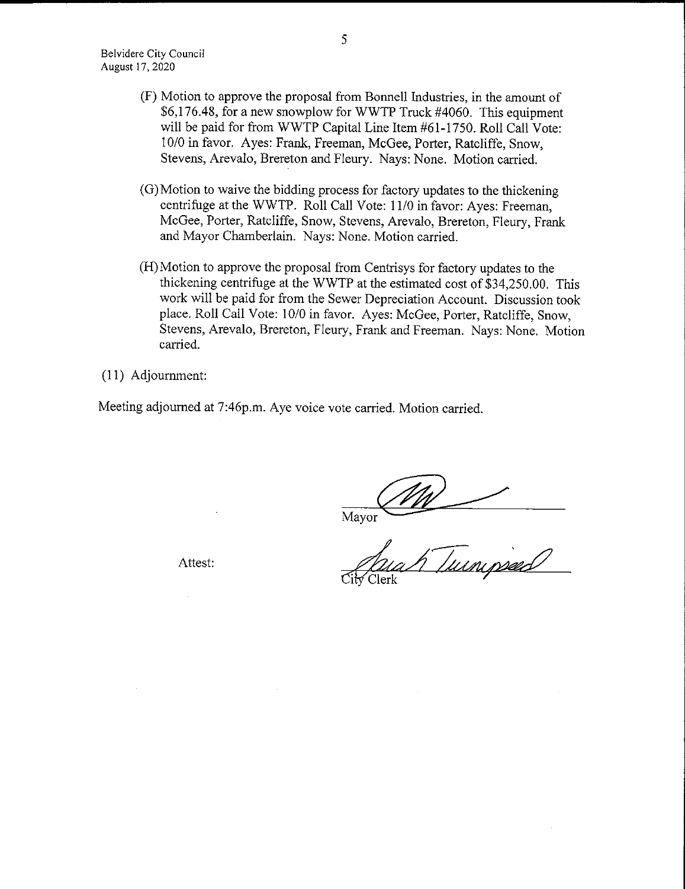(F) Motion to approve the proposal from Bonnell Industries, in the amount of $6,176.48, for a new snowplow for WWTP Truck #4060. This equipment will be paid for from WWTP Capital Line Item #61-1750. Roll Call Vote: 10/0 in favor. Ayes: Frank, Freeman, McGee, Porter, Ratcliffe, Snow, Stevens, Arevalo, Brereton and Fleury. Nays: None. Motion carried.

(G) Motion to waive the bidding process for factory updates to the thickening centrifuge at the WWTP. Roll Call Vote: 11/0 in favor: Ayes: Freeman, McGee, Porter, Ratcliffe, Snow, Stevens, Arevalo, Brereton, Fleury, Frank and Mayor Chamberlain. Nays: None. Motion carried.

(H) Motion to approve the proposal from Centrisys for factory updates to the thickening centrifuge at the WWTP at the estimated cost of $34,250.00. This work will be paid for from the Sewer Depreciation Account. Discussion took place. Roll Call Vote: 10/0 in favor. Ayes: McGee, Porter, Ratcliffe, Snow, Stevens, Arevalo, Brereton, Fleury, Frank and Freeman. Nays: None. Motion carried.

(11) Adjournment:

Meeting adjourned at 7:46p.m. Aye voice vote carried. Motion carried.

Mayor

Attest:

City Clerk